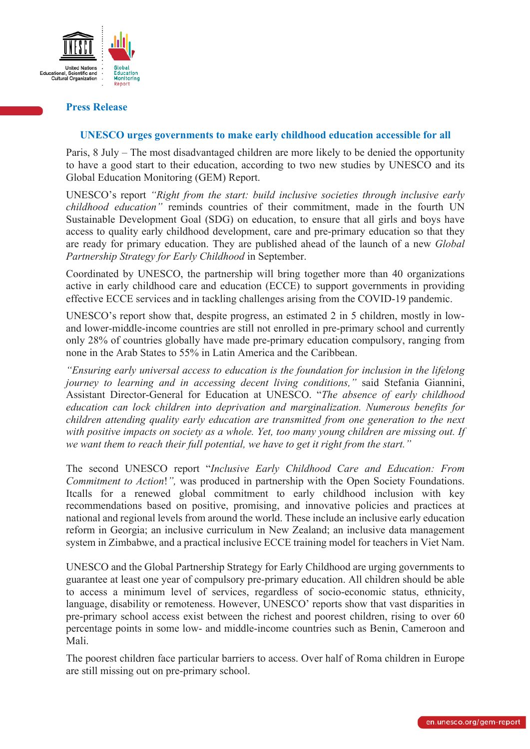United Nations Educational, Scientific and Cultural Organization

Global Education Monitoring Report

**Press Release**

## UNESCO urges governments to make early childhood education accessible for all

Paris, 8 July – The most disadvantaged children are more likely to be denied the opportunity to have a good start to their education, according to two new studies by UNESCO and its Global Education Monitoring (GEM) Report.

UNESCO's report *"Right from the start: build inclusive societies through inclusive early childhood education"* reminds countries of their commitment, made in the fourth UN Sustainable Development Goal (SDG) on education, to ensure that all girls and boys have access to quality early childhood development, care and pre-primary education so that they are ready for primary education. They are published ahead of the launch of a new *Global Partnership Strategy for Early Childhood* in September.

Coordinated by UNESCO, the partnership will bring together more than 40 organizations active in early childhood care and education (ECCE) to support governments in providing effective ECCE services and in tackling challenges arising from the COVID-19 pandemic.

UNESCO's report show that, despite progress, an estimated 2 in 5 children, mostly in low- and lower-middle-income countries are still not enrolled in pre-primary school and currently only 28% of countries globally have made pre-primary education compulsory, ranging from none in the Arab States to 55% in Latin America and the Caribbean.

*"Ensuring early universal access to education is the foundation for inclusion in the lifelong journey to learning and in accessing decent living conditions,"* said Stefania Giannini, Assistant Director-General for Education at UNESCO. "*The absence of early childhood education can lock children into deprivation and marginalization. Numerous benefits for children attending quality early education are transmitted from one generation to the next with positive impacts on society as a whole. Yet, too many young children are missing out. If we want them to reach their full potential, we have to get it right from the start."*

The second UNESCO report "*Inclusive Early Childhood Care and Education: From Commitment to Action*!*",* was produced in partnership with the Open Society Foundations. Itcalls for a renewed global commitment to early childhood inclusion with key recommendations based on positive, promising, and innovative policies and practices at national and regional levels from around the world. These include an inclusive early education reform in Georgia; an inclusive curriculum in New Zealand; an inclusive data management system in Zimbabwe, and a practical inclusive ECCE training model for teachers in Viet Nam.

UNESCO and the Global Partnership Strategy for Early Childhood are urging governments to guarantee at least one year of compulsory pre-primary education. All children should be able to access a minimum level of services, regardless of socio-economic status, ethnicity, language, disability or remoteness. However, UNESCO' reports show that vast disparities in pre-primary school access exist between the richest and poorest children, rising to over 60 percentage points in some low- and middle-income countries such as Benin, Cameroon and Mali.

The poorest children face particular barriers to access. Over half of Roma children in Europe are still missing out on pre-primary school.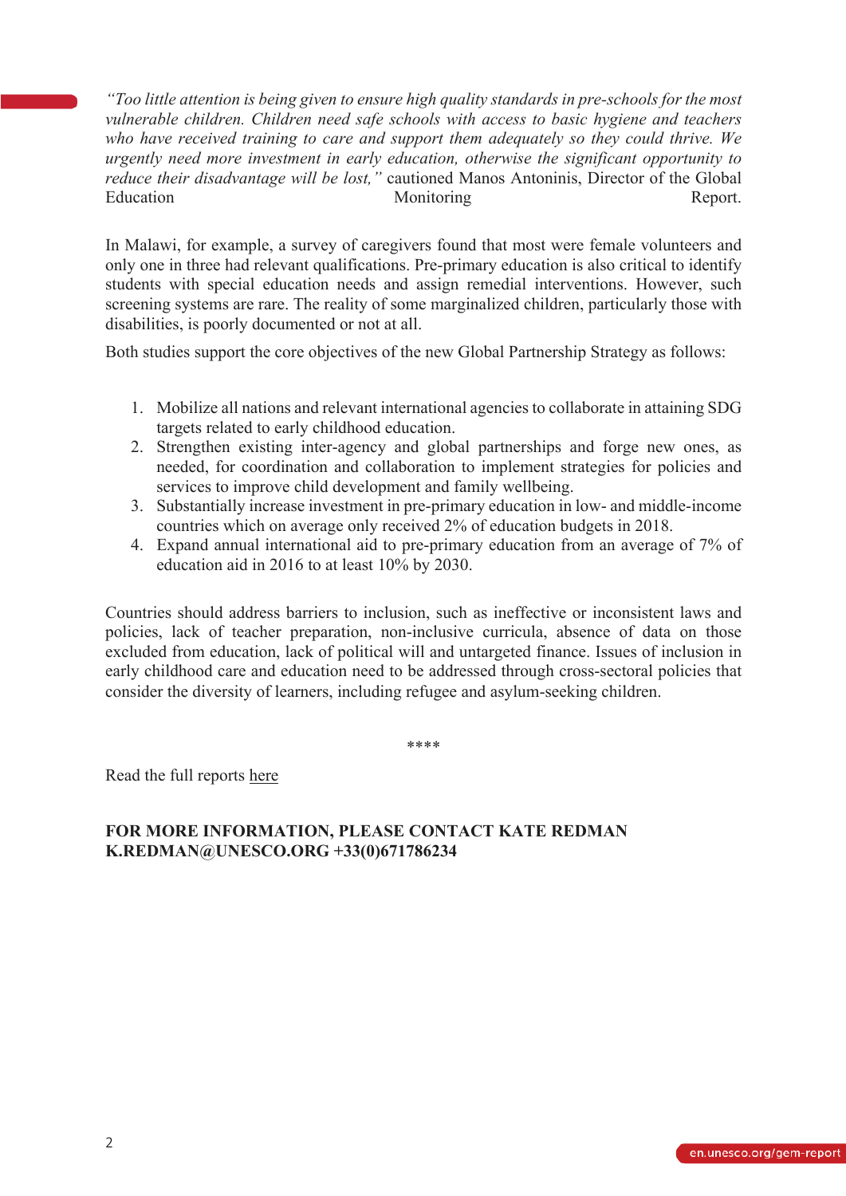*"Too little attention is being given to ensure high quality standards in pre-schools for the most vulnerable children. Children need safe schools with access to basic hygiene and teachers who have received training to care and support them adequately so they could thrive. We urgently need more investment in early education, otherwise the significant opportunity to reduce their disadvantage will be lost,"* cautioned Manos Antoninis, Director of the Global Education Monitoring Report.

In Malawi, for example, a survey of caregivers found that most were female volunteers and only one in three had relevant qualifications. Pre-primary education is also critical to identify students with special education needs and assign remedial interventions. However, such screening systems are rare. The reality of some marginalized children, particularly those with disabilities, is poorly documented or not at all.

Both studies support the core objectives of the new Global Partnership Strategy as follows:

1. Mobilize all nations and relevant international agencies to collaborate in attaining SDG targets related to early childhood education.
2. Strengthen existing inter-agency and global partnerships and forge new ones, as needed, for coordination and collaboration to implement strategies for policies and services to improve child development and family wellbeing.
3. Substantially increase investment in pre-primary education in low- and middle-income countries which on average only received 2% of education budgets in 2018.
4. Expand annual international aid to pre-primary education from an average of 7% of education aid in 2016 to at least 10% by 2030.

Countries should address barriers to inclusion, such as ineffective or inconsistent laws and policies, lack of teacher preparation, non-inclusive curricula, absence of data on those excluded from education, lack of political will and untargeted finance. Issues of inclusion in early childhood care and education need to be addressed through cross-sectoral policies that consider the diversity of learners, including refugee and asylum-seeking children.

****

Read the full reports here

**FOR MORE INFORMATION, PLEASE CONTACT KATE REDMAN K.REDMAN@UNESCO.ORG +33(0)671786234**